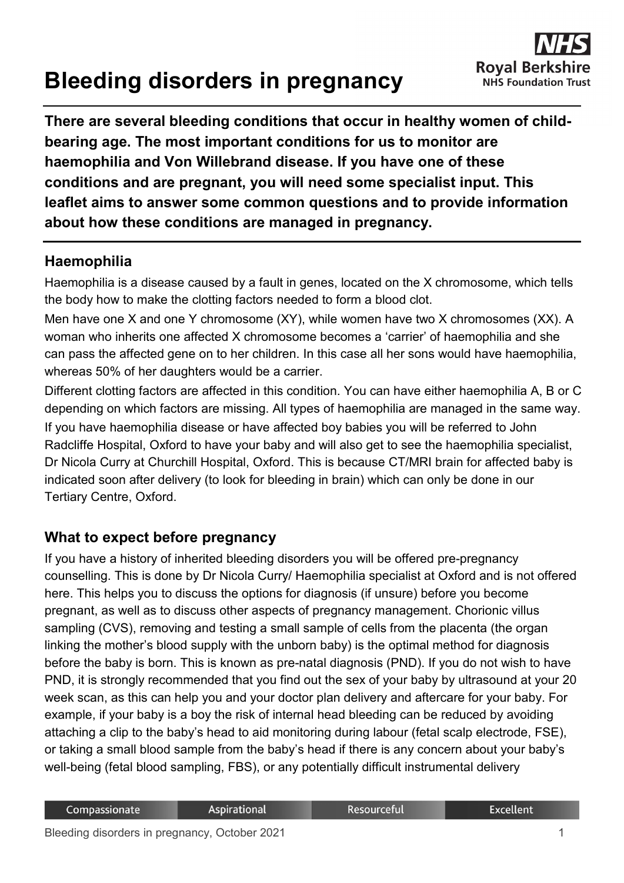# Bleeding disorders in pregnancy

**There are several bleeding conditions that occur in healthy women of child-bearing age. The most important conditions for us to monitor are haemophilia and Von Willebrand disease. If you have one of these conditions and are pregnant, you will need some specialist input. This leaflet aims to answer some common questions and to provide information about how these conditions are managed in pregnancy.**

## Haemophilia

Haemophilia is a disease caused by a fault in genes, located on the X chromosome, which tells the body how to make the clotting factors needed to form a blood clot.

Men have one X and one Y chromosome (XY), while women have two X chromosomes (XX). A woman who inherits one affected X chromosome becomes a 'carrier' of haemophilia and she can pass the affected gene on to her children. In this case all her sons would have haemophilia, whereas 50% of her daughters would be a carrier.

Different clotting factors are affected in this condition. You can have either haemophilia A, B or C depending on which factors are missing. All types of haemophilia are managed in the same way.

If you have haemophilia disease or have affected boy babies you will be referred to John Radcliffe Hospital, Oxford to have your baby and will also get to see the haemophilia specialist, Dr Nicola Curry at Churchill Hospital, Oxford. This is because CT/MRI brain for affected baby is indicated soon after delivery (to look for bleeding in brain) which can only be done in our Tertiary Centre, Oxford.

## What to expect before pregnancy

If you have a history of inherited bleeding disorders you will be offered pre-pregnancy counselling. This is done by Dr Nicola Curry/ Haemophilia specialist at Oxford and is not offered here. This helps you to discuss the options for diagnosis (if unsure) before you become pregnant, as well as to discuss other aspects of pregnancy management. Chorionic villus sampling (CVS), removing and testing a small sample of cells from the placenta (the organ linking the mother's blood supply with the unborn baby) is the optimal method for diagnosis before the baby is born. This is known as pre-natal diagnosis (PND). If you do not wish to have PND, it is strongly recommended that you find out the sex of your baby by ultrasound at your 20 week scan, as this can help you and your doctor plan delivery and aftercare for your baby. For example, if your baby is a boy the risk of internal head bleeding can be reduced by avoiding attaching a clip to the baby's head to aid monitoring during labour (fetal scalp electrode, FSE), or taking a small blood sample from the baby's head if there is any concern about your baby's well-being (fetal blood sampling, FBS), or any potentially difficult instrumental delivery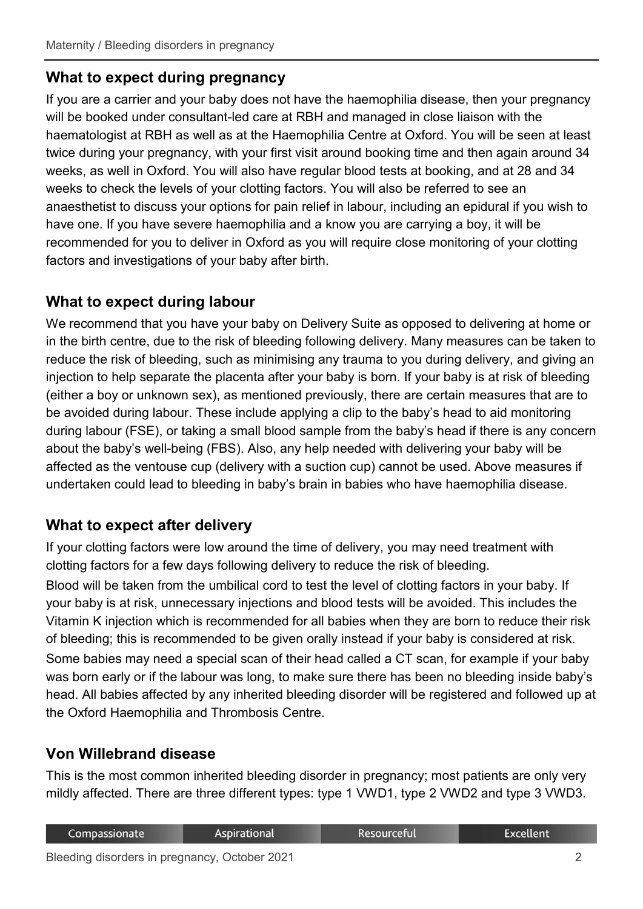## What to expect during pregnancy

If you are a carrier and your baby does not have the haemophilia disease, then your pregnancy will be booked under consultant-led care at RBH and managed in close liaison with the haematologist at RBH as well as at the Haemophilia Centre at Oxford. You will be seen at least twice during your pregnancy, with your first visit around booking time and then again around 34 weeks, as well in Oxford. You will also have regular blood tests at booking, and at 28 and 34 weeks to check the levels of your clotting factors. You will also be referred to see an anaesthetist to discuss your options for pain relief in labour, including an epidural if you wish to have one. If you have severe haemophilia and a know you are carrying a boy, it will be recommended for you to deliver in Oxford as you will require close monitoring of your clotting factors and investigations of your baby after birth.

## What to expect during labour

We recommend that you have your baby on Delivery Suite as opposed to delivering at home or in the birth centre, due to the risk of bleeding following delivery. Many measures can be taken to reduce the risk of bleeding, such as minimising any trauma to you during delivery, and giving an injection to help separate the placenta after your baby is born. If your baby is at risk of bleeding (either a boy or unknown sex), as mentioned previously, there are certain measures that are to be avoided during labour. These include applying a clip to the baby's head to aid monitoring during labour (FSE), or taking a small blood sample from the baby's head if there is any concern about the baby's well-being (FBS). Also, any help needed with delivering your baby will be affected as the ventouse cup (delivery with a suction cup) cannot be used. Above measures if undertaken could lead to bleeding in baby's brain in babies who have haemophilia disease.

## What to expect after delivery

If your clotting factors were low around the time of delivery, you may need treatment with clotting factors for a few days following delivery to reduce the risk of bleeding.

Blood will be taken from the umbilical cord to test the level of clotting factors in your baby. If your baby is at risk, unnecessary injections and blood tests will be avoided. This includes the Vitamin K injection which is recommended for all babies when they are born to reduce their risk of bleeding; this is recommended to be given orally instead if your baby is considered at risk.

Some babies may need a special scan of their head called a CT scan, for example if your baby was born early or if the labour was long, to make sure there has been no bleeding inside baby's head. All babies affected by any inherited bleeding disorder will be registered and followed up at the Oxford Haemophilia and Thrombosis Centre.

## Von Willebrand disease

This is the most common inherited bleeding disorder in pregnancy; most patients are only very mildly affected. There are three different types: type 1 VWD1, type 2 VWD2 and type 3 VWD3.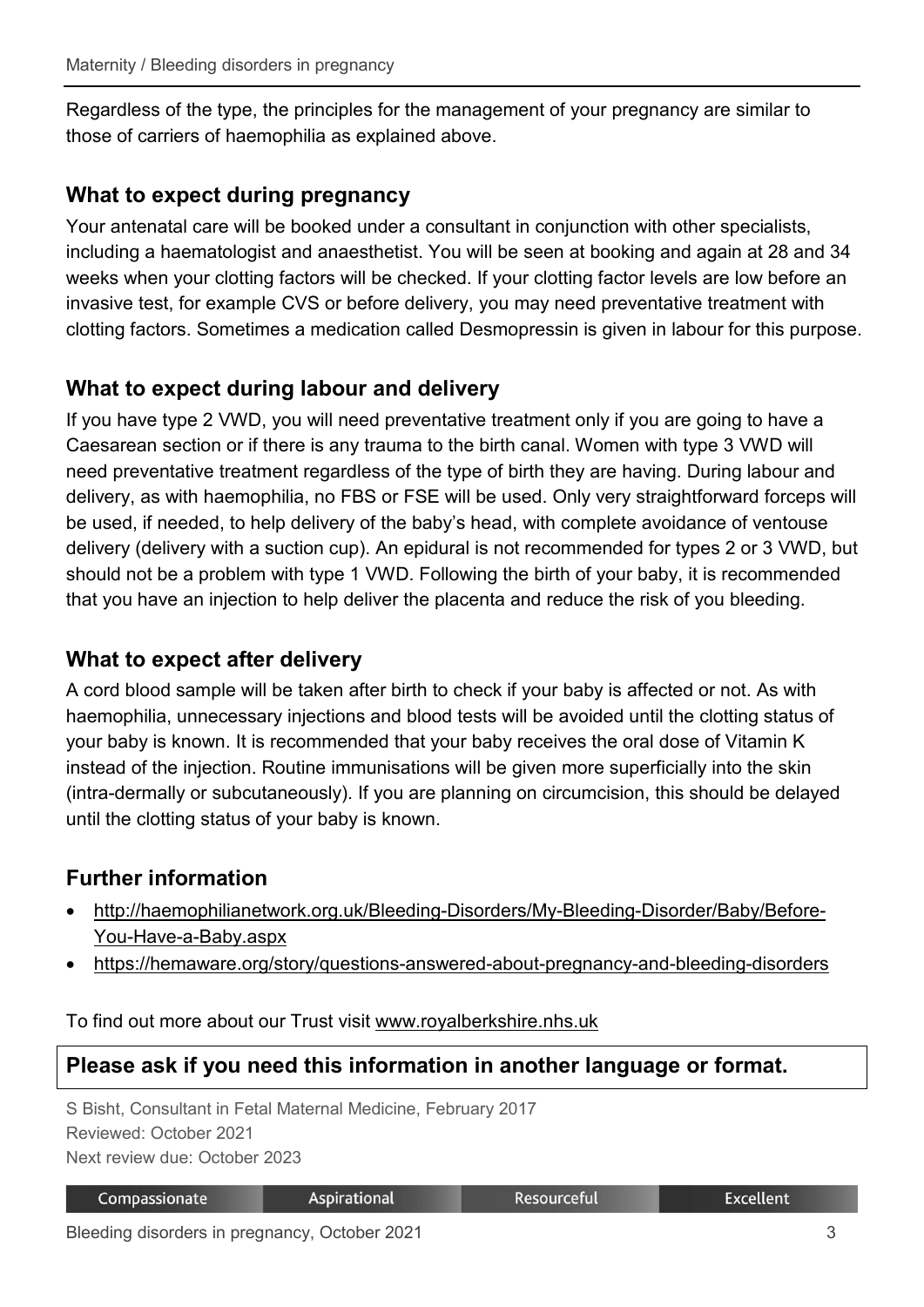Regardless of the type, the principles for the management of your pregnancy are similar to those of carriers of haemophilia as explained above.

## What to expect during pregnancy

Your antenatal care will be booked under a consultant in conjunction with other specialists, including a haematologist and anaesthetist. You will be seen at booking and again at 28 and 34 weeks when your clotting factors will be checked. If your clotting factor levels are low before an invasive test, for example CVS or before delivery, you may need preventative treatment with clotting factors. Sometimes a medication called Desmopressin is given in labour for this purpose.

## What to expect during labour and delivery

If you have type 2 VWD, you will need preventative treatment only if you are going to have a Caesarean section or if there is any trauma to the birth canal. Women with type 3 VWD will need preventative treatment regardless of the type of birth they are having. During labour and delivery, as with haemophilia, no FBS or FSE will be used. Only very straightforward forceps will be used, if needed, to help delivery of the baby's head, with complete avoidance of ventouse delivery (delivery with a suction cup). An epidural is not recommended for types 2 or 3 VWD, but should not be a problem with type 1 VWD. Following the birth of your baby, it is recommended that you have an injection to help deliver the placenta and reduce the risk of you bleeding.

## What to expect after delivery

A cord blood sample will be taken after birth to check if your baby is affected or not. As with haemophilia, unnecessary injections and blood tests will be avoided until the clotting status of your baby is known. It is recommended that your baby receives the oral dose of Vitamin K instead of the injection. Routine immunisations will be given more superficially into the skin (intra-dermally or subcutaneously). If you are planning on circumcision, this should be delayed until the clotting status of your baby is known.

## Further information

- http://haemophilianetwork.org.uk/Bleeding-Disorders/My-Bleeding-Disorder/Baby/Before-You-Have-a-Baby.aspx
- https://hemaware.org/story/questions-answered-about-pregnancy-and-bleeding-disorders

To find out more about our Trust visit www.royalberkshire.nhs.uk

**Please ask if you need this information in another language or format.**

S Bisht, Consultant in Fetal Maternal Medicine, February 2017
Reviewed: October 2021
Next review due: October 2023

Compassionate | Aspirational | Resourceful | Excellent